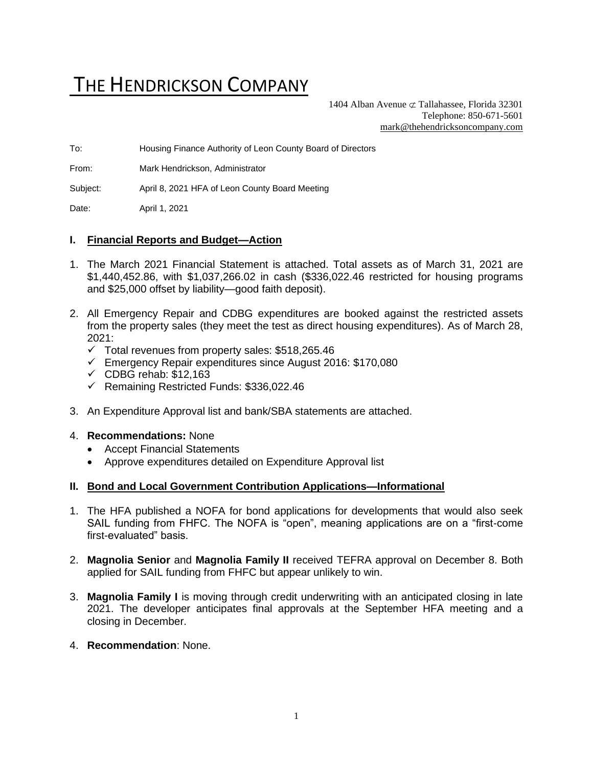# THE HENDRICKSON COMPANY

1404 Alban Avenue ⊄ Tallahassee, Florida 32301
Telephone: 850-671-5601
mark@thehendricksoncompany.com

To: Housing Finance Authority of Leon County Board of Directors

From: Mark Hendrickson, Administrator

Subject: April 8, 2021 HFA of Leon County Board Meeting

Date: April 1, 2021

## I. Financial Reports and Budget—Action

1. The March 2021 Financial Statement is attached. Total assets as of March 31, 2021 are $1,440,452.86, with $1,037,266.02 in cash ($336,022.46 restricted for housing programs and $25,000 offset by liability—good faith deposit).

2. All Emergency Repair and CDBG expenditures are booked against the restricted assets from the property sales (they meet the test as direct housing expenditures). As of March 28, 2021:
   - ✓ Total revenues from property sales: $518,265.46
   - ✓ Emergency Repair expenditures since August 2016: $170,080
   - ✓ CDBG rehab: $12,163
   - ✓ Remaining Restricted Funds: $336,022.46

3. An Expenditure Approval list and bank/SBA statements are attached.

4. **Recommendations:** None
   - Accept Financial Statements
   - Approve expenditures detailed on Expenditure Approval list

## II. Bond and Local Government Contribution Applications—Informational

1. The HFA published a NOFA for bond applications for developments that would also seek SAIL funding from FHFC. The NOFA is "open", meaning applications are on a "first-come first-evaluated" basis.

2. **Magnolia Senior** and **Magnolia Family II** received TEFRA approval on December 8. Both applied for SAIL funding from FHFC but appear unlikely to win.

3. **Magnolia Family I** is moving through credit underwriting with an anticipated closing in late 2021. The developer anticipates final approvals at the September HFA meeting and a closing in December.

4. **Recommendation**: None.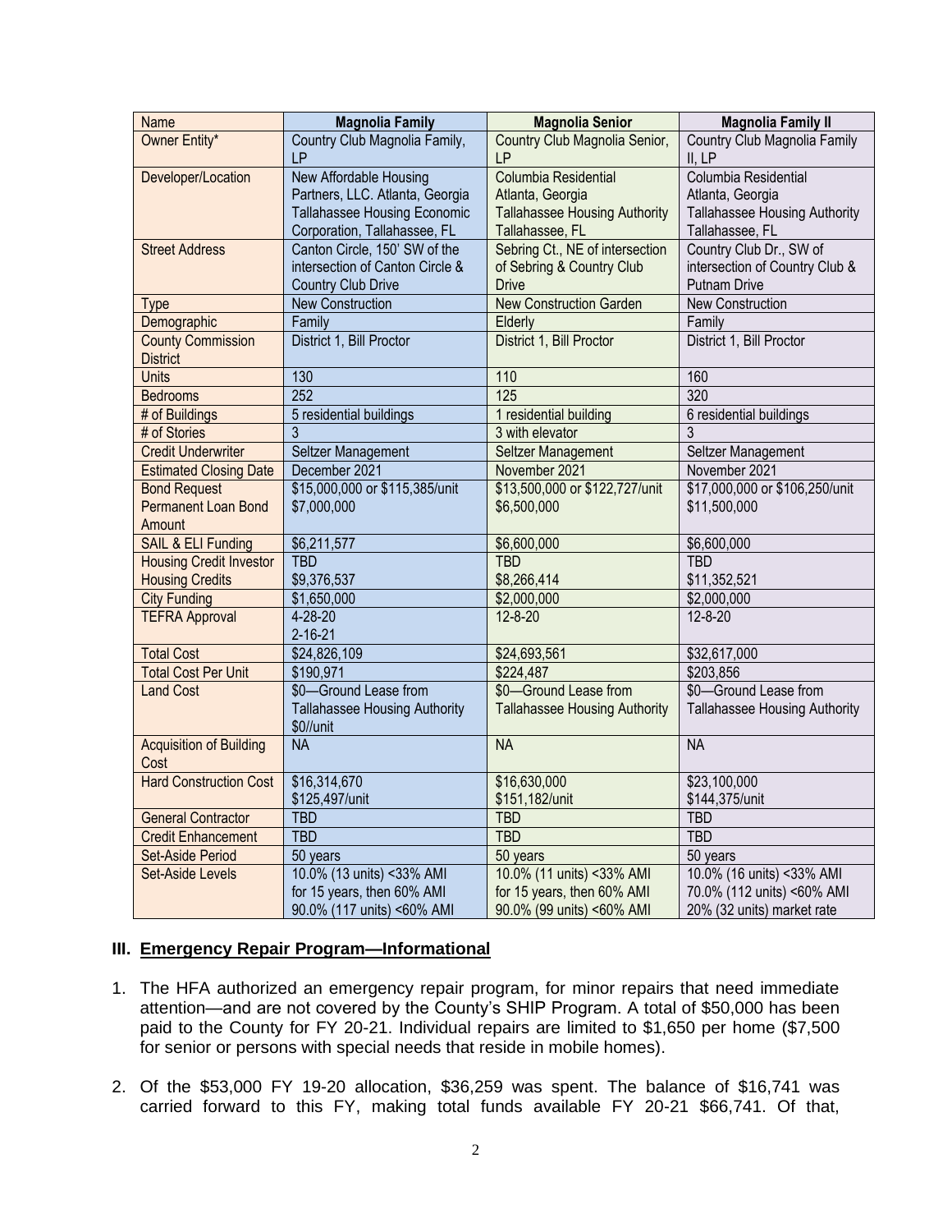| Name | Magnolia Family | Magnolia Senior | Magnolia Family II |
|---|---|---|---|
| Owner Entity* | Country Club Magnolia Family, LP | Country Club Magnolia Senior, LP | Country Club Magnolia Family II, LP |
| Developer/Location | New Affordable Housing Partners, LLC. Atlanta, Georgia<br>Tallahassee Housing Economic Corporation, Tallahassee, FL | Columbia Residential<br>Atlanta, Georgia<br>Tallahassee Housing Authority<br>Tallahassee, FL | Columbia Residential<br>Atlanta, Georgia<br>Tallahassee Housing Authority<br>Tallahassee, FL |
| Street Address | Canton Circle, 150' SW of the intersection of Canton Circle & Country Club Drive | Sebring Ct., NE of intersection of Sebring & Country Club Drive | Country Club Dr., SW of intersection of Country Club & Putnam Drive |
| Type | New Construction | New Construction Garden | New Construction |
| Demographic | Family | Elderly | Family |
| County Commission District | District 1, Bill Proctor | District 1, Bill Proctor | District 1, Bill Proctor |
| Units | 130 | 110 | 160 |
| Bedrooms | 252 | 125 | 320 |
| # of Buildings | 5 residential buildings | 1 residential building | 6 residential buildings |
| # of Stories | 3 | 3 with elevator | 3 |
| Credit Underwriter | Seltzer Management | Seltzer Management | Seltzer Management |
| Estimated Closing Date | December 2021 | November 2021 | November 2021 |
| Bond Request<br>Permanent Loan Bond Amount | \$15,000,000 or \$115,385/unit<br>\$7,000,000 | \$13,500,000 or \$122,727/unit<br>\$6,500,000 | \$17,000,000 or \$106,250/unit<br>\$11,500,000 |
| SAIL & ELI Funding | \$6,211,577 | \$6,600,000 | \$6,600,000 |
| Housing Credit Investor | TBD | TBD | TBD |
| Housing Credits | \$9,376,537 | \$8,266,414 | \$11,352,521 |
| City Funding | \$1,650,000 | \$2,000,000 | \$2,000,000 |
| TEFRA Approval | 4-28-20<br>2-16-21 | 12-8-20 | 12-8-20 |
| Total Cost | \$24,826,109 | \$24,693,561 | \$32,617,000 |
| Total Cost Per Unit | \$190,971 | \$224,487 | \$203,856 |
| Land Cost | \$0—Ground Lease from Tallahassee Housing Authority<br>\$0//unit | \$0—Ground Lease from Tallahassee Housing Authority | \$0—Ground Lease from Tallahassee Housing Authority |
| Acquisition of Building Cost | NA | NA | NA |
| Hard Construction Cost | \$16,314,670<br>\$125,497/unit | \$16,630,000<br>\$151,182/unit | \$23,100,000<br>\$144,375/unit |
| General Contractor | TBD | TBD | TBD |
| Credit Enhancement | TBD | TBD | TBD |
| Set-Aside Period | 50 years | 50 years | 50 years |
| Set-Aside Levels | 10.0% (13 units) <33% AMI for 15 years, then 60% AMI<br>90.0% (117 units) <60% AMI | 10.0% (11 units) <33% AMI for 15 years, then 60% AMI<br>90.0% (99 units) <60% AMI | 10.0% (16 units) <33% AMI<br>70.0% (112 units) <60% AMI<br>20% (32 units) market rate |

## III. Emergency Repair Program—Informational

1. The HFA authorized an emergency repair program, for minor repairs that need immediate attention—and are not covered by the County's SHIP Program. A total of \$50,000 has been paid to the County for FY 20-21. Individual repairs are limited to \$1,650 per home (\$7,500 for senior or persons with special needs that reside in mobile homes).

2. Of the \$53,000 FY 19-20 allocation, \$36,259 was spent. The balance of \$16,741 was carried forward to this FY, making total funds available FY 20-21 \$66,741. Of that,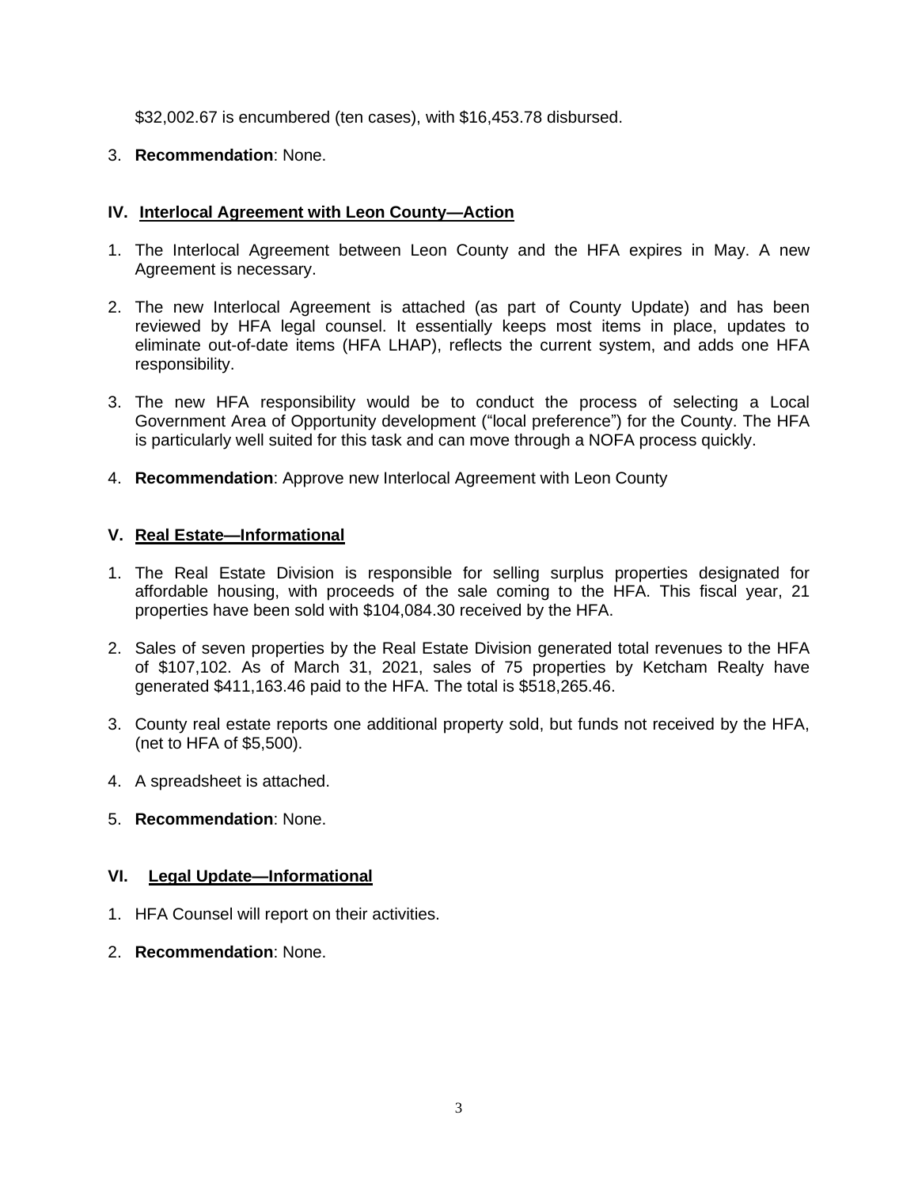$32,002.67 is encumbered (ten cases), with $16,453.78 disbursed.

3. **Recommendation**: None.

## IV. Interlocal Agreement with Leon County—Action

1. The Interlocal Agreement between Leon County and the HFA expires in May. A new Agreement is necessary.

2. The new Interlocal Agreement is attached (as part of County Update) and has been reviewed by HFA legal counsel. It essentially keeps most items in place, updates to eliminate out-of-date items (HFA LHAP), reflects the current system, and adds one HFA responsibility.

3. The new HFA responsibility would be to conduct the process of selecting a Local Government Area of Opportunity development ("local preference") for the County. The HFA is particularly well suited for this task and can move through a NOFA process quickly.

4. **Recommendation**: Approve new Interlocal Agreement with Leon County

## V. Real Estate—Informational

1. The Real Estate Division is responsible for selling surplus properties designated for affordable housing, with proceeds of the sale coming to the HFA. This fiscal year, 21 properties have been sold with $104,084.30 received by the HFA.

2. Sales of seven properties by the Real Estate Division generated total revenues to the HFA of $107,102. As of March 31, 2021, sales of 75 properties by Ketcham Realty have generated $411,163.46 paid to the HFA. The total is $518,265.46.

3. County real estate reports one additional property sold, but funds not received by the HFA, (net to HFA of $5,500).

4. A spreadsheet is attached.

5. **Recommendation**: None.

## VI. Legal Update—Informational

1. HFA Counsel will report on their activities.

2. **Recommendation**: None.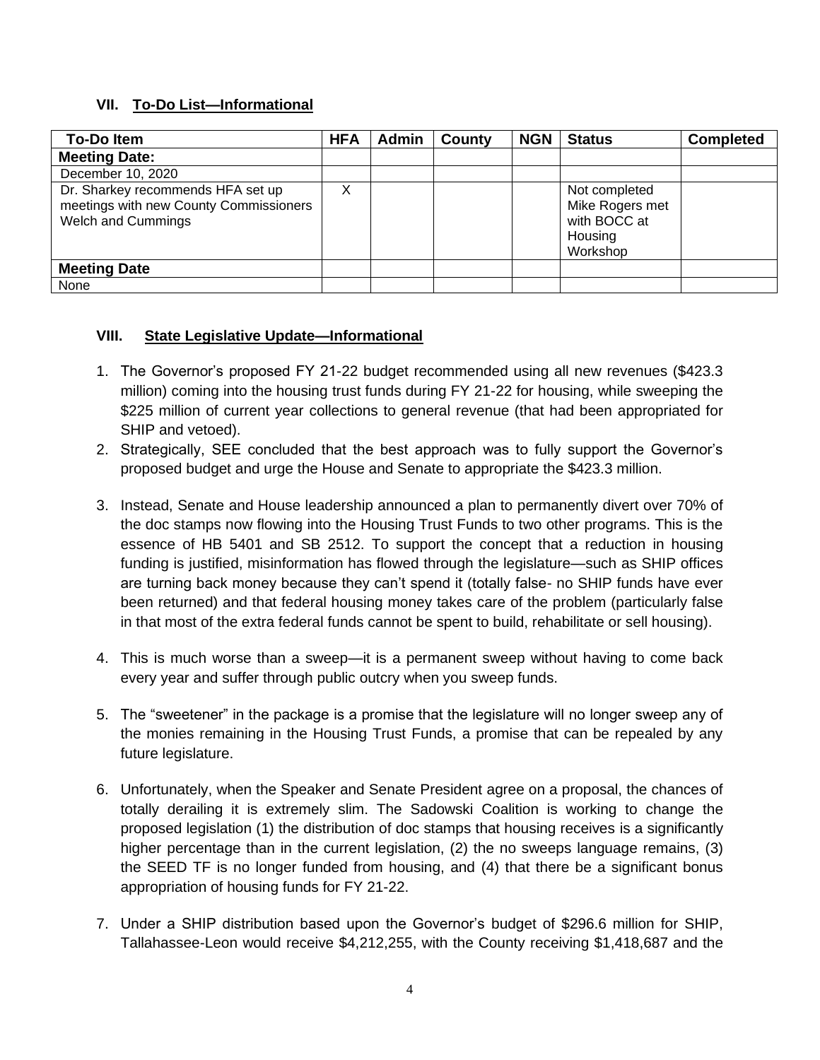## VII. To-Do List—Informational

| To-Do Item | HFA | Admin | County | NGN | Status | Completed |
|---|---|---|---|---|---|---|
| **Meeting Date:** | | | | | | |
| December 10, 2020 | | | | | | |
| Dr. Sharkey recommends HFA set up meetings with new County Commissioners Welch and Cummings | X | | | | Not completed Mike Rogers met with BOCC at Housing Workshop | |
| **Meeting Date** | | | | | | |
| None | | | | | | |

## VIII. State Legislative Update—Informational

1. The Governor's proposed FY 21-22 budget recommended using all new revenues ($423.3 million) coming into the housing trust funds during FY 21-22 for housing, while sweeping the $225 million of current year collections to general revenue (that had been appropriated for SHIP and vetoed).
2. Strategically, SEE concluded that the best approach was to fully support the Governor's proposed budget and urge the House and Senate to appropriate the $423.3 million.
3. Instead, Senate and House leadership announced a plan to permanently divert over 70% of the doc stamps now flowing into the Housing Trust Funds to two other programs. This is the essence of HB 5401 and SB 2512. To support the concept that a reduction in housing funding is justified, misinformation has flowed through the legislature—such as SHIP offices are turning back money because they can't spend it (totally false- no SHIP funds have ever been returned) and that federal housing money takes care of the problem (particularly false in that most of the extra federal funds cannot be spent to build, rehabilitate or sell housing).
4. This is much worse than a sweep—it is a permanent sweep without having to come back every year and suffer through public outcry when you sweep funds.
5. The "sweetener" in the package is a promise that the legislature will no longer sweep any of the monies remaining in the Housing Trust Funds, a promise that can be repealed by any future legislature.
6. Unfortunately, when the Speaker and Senate President agree on a proposal, the chances of totally derailing it is extremely slim. The Sadowski Coalition is working to change the proposed legislation (1) the distribution of doc stamps that housing receives is a significantly higher percentage than in the current legislation, (2) the no sweeps language remains, (3) the SEED TF is no longer funded from housing, and (4) that there be a significant bonus appropriation of housing funds for FY 21-22.
7. Under a SHIP distribution based upon the Governor's budget of $296.6 million for SHIP, Tallahassee-Leon would receive $4,212,255, with the County receiving $1,418,687 and the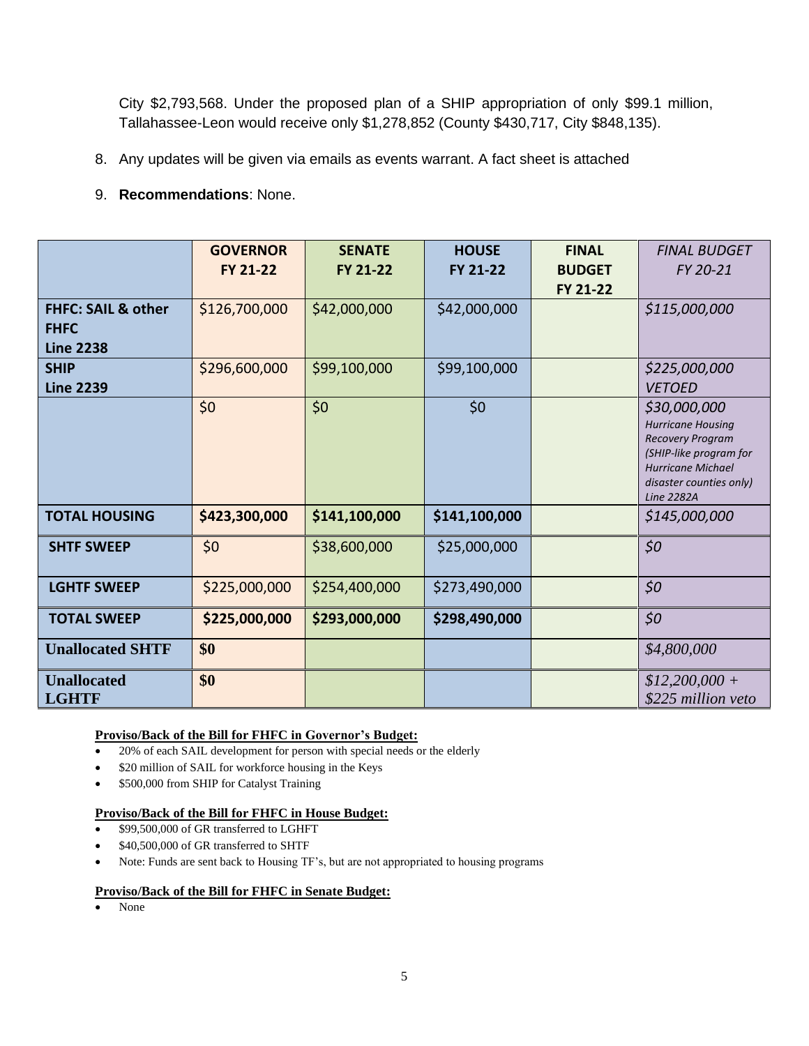City $2,793,568. Under the proposed plan of a SHIP appropriation of only $99.1 million, Tallahassee-Leon would receive only $1,278,852 (County $430,717, City $848,135).

8. Any updates will be given via emails as events warrant. A fact sheet is attached

9. **Recommendations**: None.

| | **GOVERNOR FY 21-22** | **SENATE FY 21-22** | **HOUSE FY 21-22** | **FINAL BUDGET FY 21-22** | *FINAL BUDGET FY 20-21* |
|---|---|---|---|---|---|
| **FHFC: SAIL & other FHFC Line 2238** | $126,700,000 | $42,000,000 | $42,000,000 | | *$115,000,000* |
| **SHIP Line 2239** | $296,600,000 | $99,100,000 | $99,100,000 | | *$225,000,000 VETOED* |
| | $0 | $0 | $0 | | *$30,000,000 Hurricane Housing Recovery Program (SHIP-like program for Hurricane Michael disaster counties only) Line 2282A* |
| **TOTAL HOUSING** | **$423,300,000** | **$141,100,000** | **$141,100,000** | | *$145,000,000* |
| **SHTF SWEEP** | $0 | $38,600,000 | $25,000,000 | | *$0* |
| **LGHTF SWEEP** | $225,000,000 | $254,400,000 | $273,490,000 | | *$0* |
| **TOTAL SWEEP** | **$225,000,000** | **$293,000,000** | **$298,490,000** | | *$0* |
| **Unallocated SHTF** | **$0** | | | | *$4,800,000* |
| **Unallocated LGHTF** | **$0** | | | | *$12,200,000 + $225 million veto* |

**Proviso/Back of the Bill for FHFC in Governor's Budget:**

- 20% of each SAIL development for person with special needs or the elderly
- $20 million of SAIL for workforce housing in the Keys
- $500,000 from SHIP for Catalyst Training

**Proviso/Back of the Bill for FHFC in House Budget:**

- $99,500,000 of GR transferred to LGHFT
- $40,500,000 of GR transferred to SHTF
- Note: Funds are sent back to Housing TF's, but are not appropriated to housing programs

**Proviso/Back of the Bill for FHFC in Senate Budget:**

- None